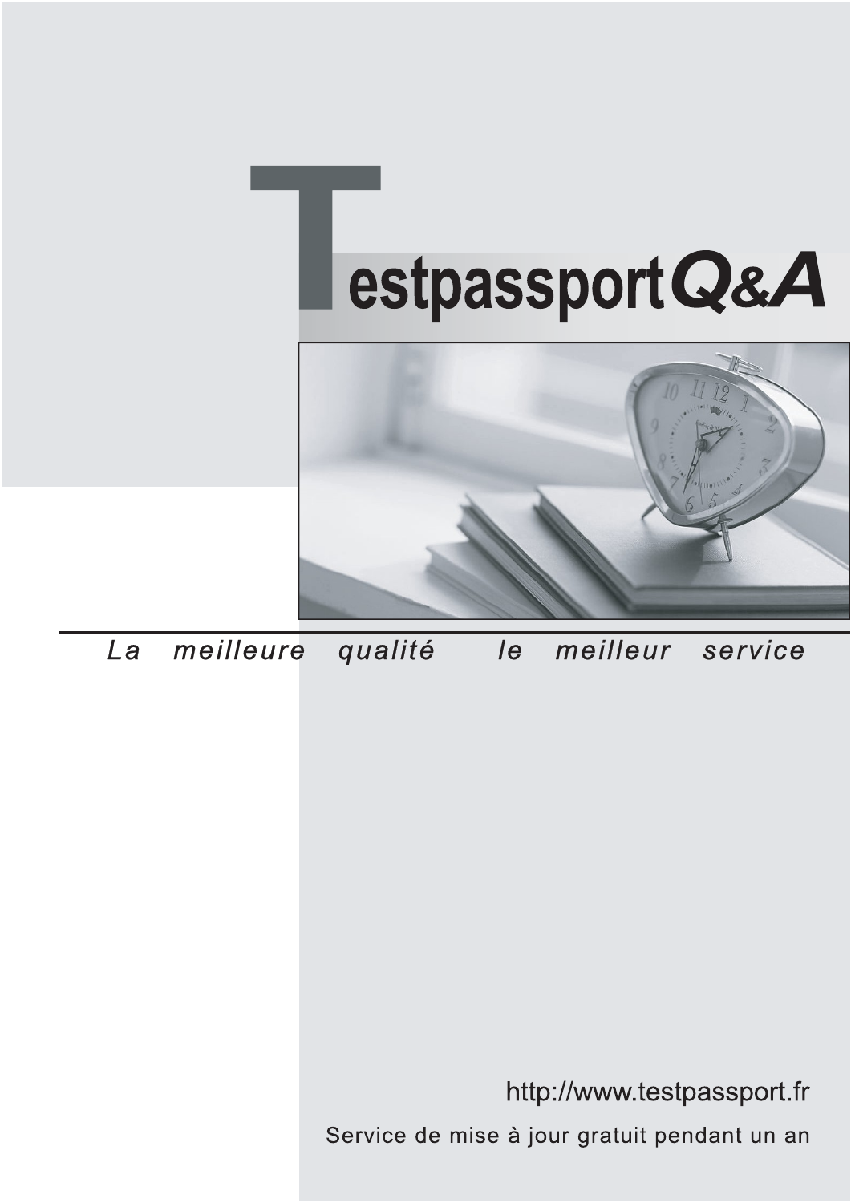# TestpassportQ&A

*La meilleure qualité le meilleur service*

http://www.testpassport.fr

Service de mise à jour gratuit pendant un an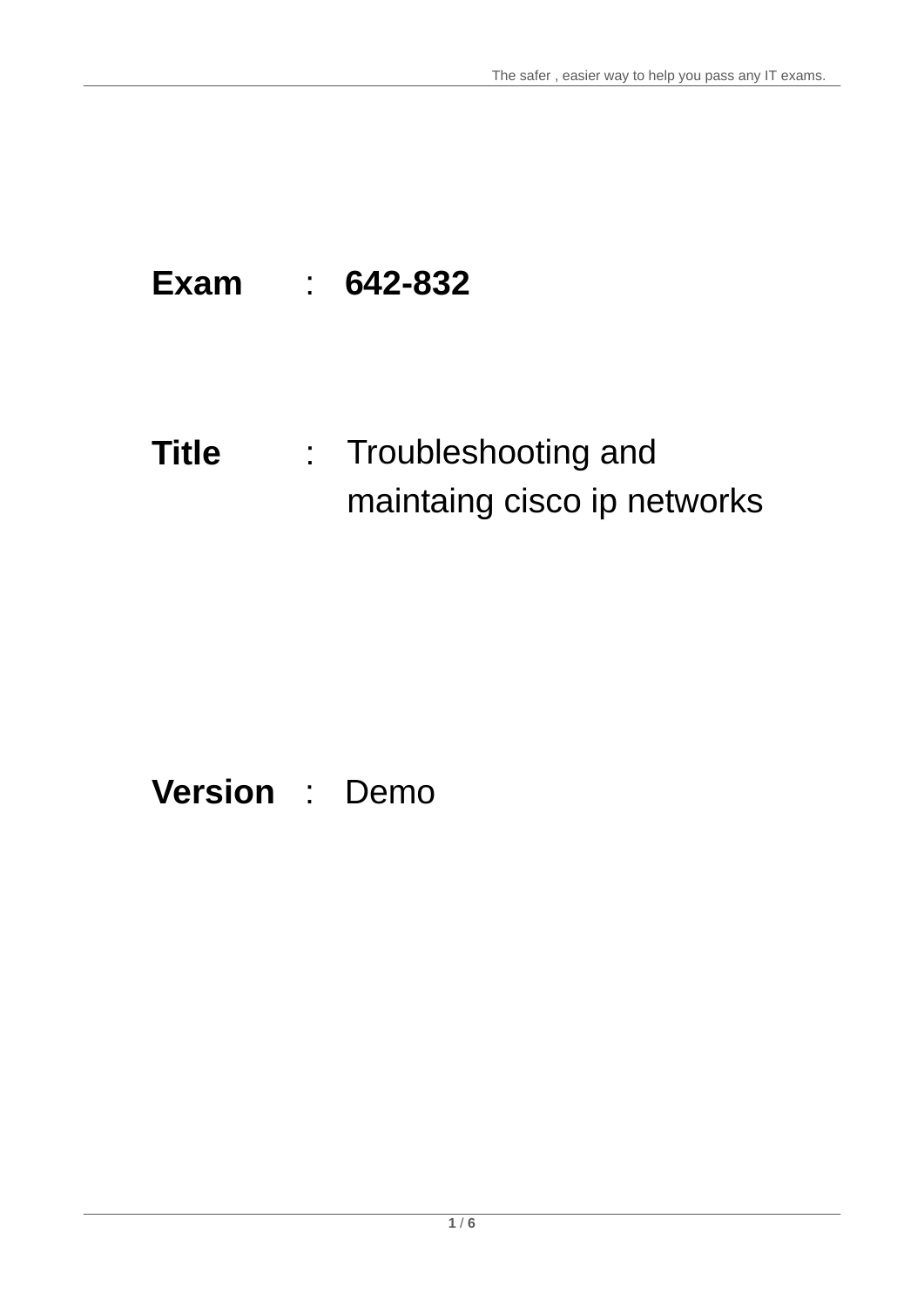**Exam** : **642-832**

**Title** : Troubleshooting and maintaing cisco ip networks

**Version** : Demo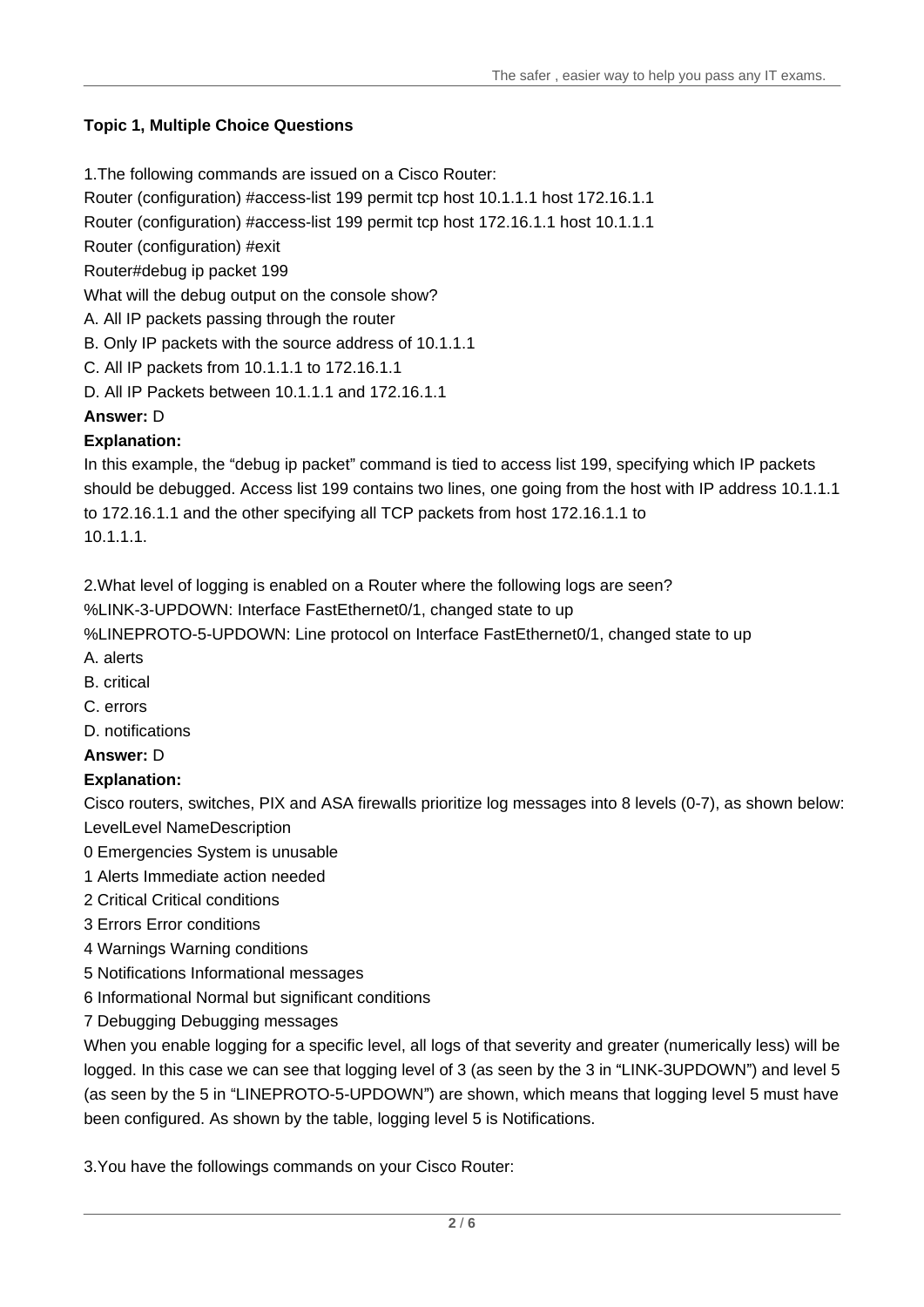**Topic 1, Multiple Choice Questions**

1.The following commands are issued on a Cisco Router:

Router (configuration) #access-list 199 permit tcp host 10.1.1.1 host 172.16.1.1

Router (configuration) #access-list 199 permit tcp host 172.16.1.1 host 10.1.1.1

Router (configuration) #exit

Router#debug ip packet 199

What will the debug output on the console show?

A. All IP packets passing through the router

B. Only IP packets with the source address of 10.1.1.1

C. All IP packets from 10.1.1.1 to 172.16.1.1

D. All IP Packets between 10.1.1.1 and 172.16.1.1

**Answer:** D

**Explanation:**

In this example, the "debug ip packet" command is tied to access list 199, specifying which IP packets should be debugged. Access list 199 contains two lines, one going from the host with IP address 10.1.1.1 to 172.16.1.1 and the other specifying all TCP packets from host 172.16.1.1 to 10.1.1.1.

2.What level of logging is enabled on a Router where the following logs are seen?

%LINK-3-UPDOWN: Interface FastEthernet0/1, changed state to up

%LINEPROTO-5-UPDOWN: Line protocol on Interface FastEthernet0/1, changed state to up

A. alerts

B. critical

C. errors

D. notifications

**Answer:** D

**Explanation:**

Cisco routers, switches, PIX and ASA firewalls prioritize log messages into 8 levels (0-7), as shown below:

LevelLevel NameDescription

0 Emergencies System is unusable

1 Alerts Immediate action needed

2 Critical Critical conditions

3 Errors Error conditions

4 Warnings Warning conditions

5 Notifications Informational messages

6 Informational Normal but significant conditions

7 Debugging Debugging messages

When you enable logging for a specific level, all logs of that severity and greater (numerically less) will be logged. In this case we can see that logging level of 3 (as seen by the 3 in "LINK-3UPDOWN") and level 5 (as seen by the 5 in "LINEPROTO-5-UPDOWN") are shown, which means that logging level 5 must have been configured. As shown by the table, logging level 5 is Notifications.

3.You have the followings commands on your Cisco Router: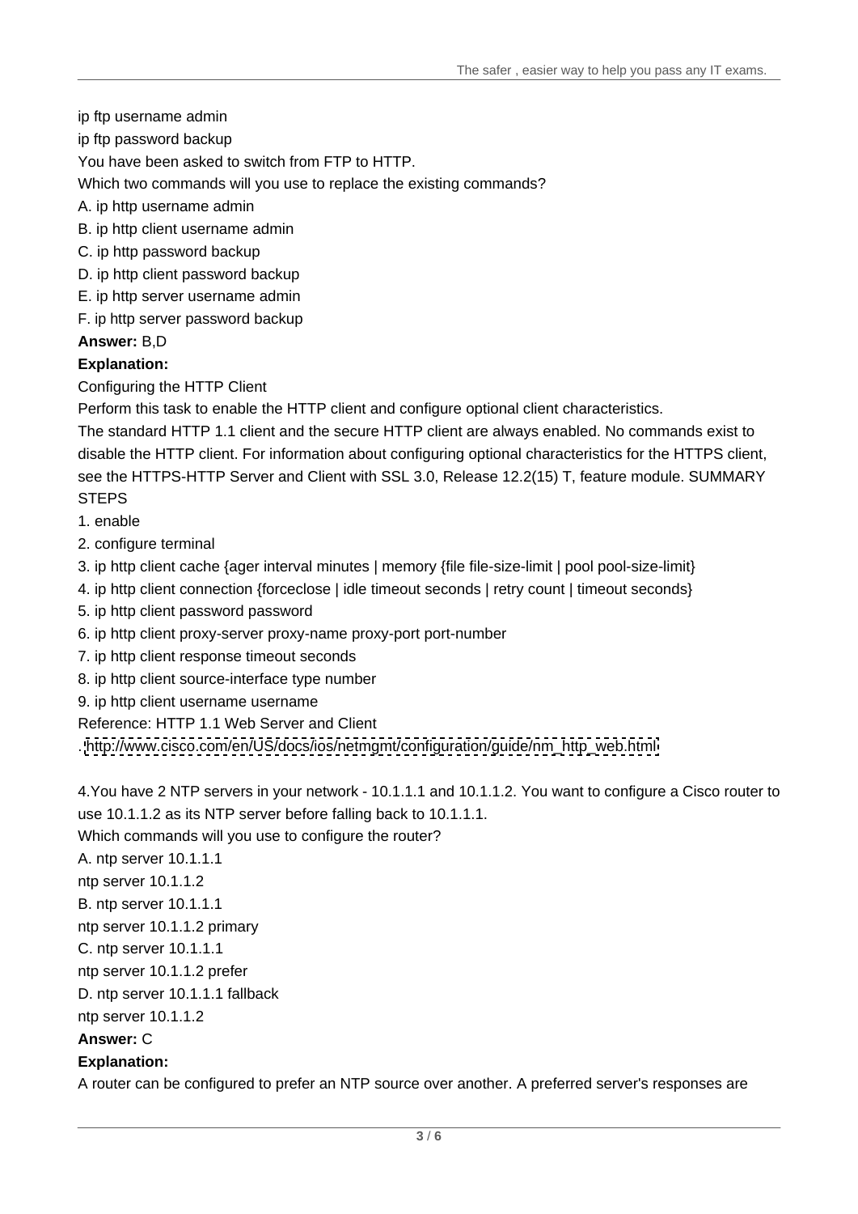ip ftp username admin

ip ftp password backup

You have been asked to switch from FTP to HTTP.

Which two commands will you use to replace the existing commands?

A. ip http username admin

B. ip http client username admin

C. ip http password backup

D. ip http client password backup

E. ip http server username admin

F. ip http server password backup

**Answer:** B,D

**Explanation:**

Configuring the HTTP Client

Perform this task to enable the HTTP client and configure optional client characteristics.

The standard HTTP 1.1 client and the secure HTTP client are always enabled. No commands exist to disable the HTTP client. For information about configuring optional characteristics for the HTTPS client, see the HTTPS-HTTP Server and Client with SSL 3.0, Release 12.2(15) T, feature module. SUMMARY STEPS

1. enable
2. configure terminal
3. ip http client cache {ager interval minutes | memory {file file-size-limit | pool pool-size-limit}
4. ip http client connection {forceclose | idle timeout seconds | retry count | timeout seconds}
5. ip http client password password
6. ip http client proxy-server proxy-name proxy-port port-number
7. ip http client response timeout seconds
8. ip http client source-interface type number
9. ip http client username username

Reference: HTTP 1.1 Web Server and Client

. http://www.cisco.com/en/US/docs/ios/netmgmt/configuration/guide/nm_http_web.html

4.You have 2 NTP servers in your network - 10.1.1.1 and 10.1.1.2. You want to configure a Cisco router to use 10.1.1.2 as its NTP server before falling back to 10.1.1.1.

Which commands will you use to configure the router?

A. ntp server 10.1.1.1

ntp server 10.1.1.2

B. ntp server 10.1.1.1

ntp server 10.1.1.2 primary

C. ntp server 10.1.1.1

ntp server 10.1.1.2 prefer

D. ntp server 10.1.1.1 fallback

ntp server 10.1.1.2

**Answer:** C

**Explanation:**

A router can be configured to prefer an NTP source over another. A preferred server's responses are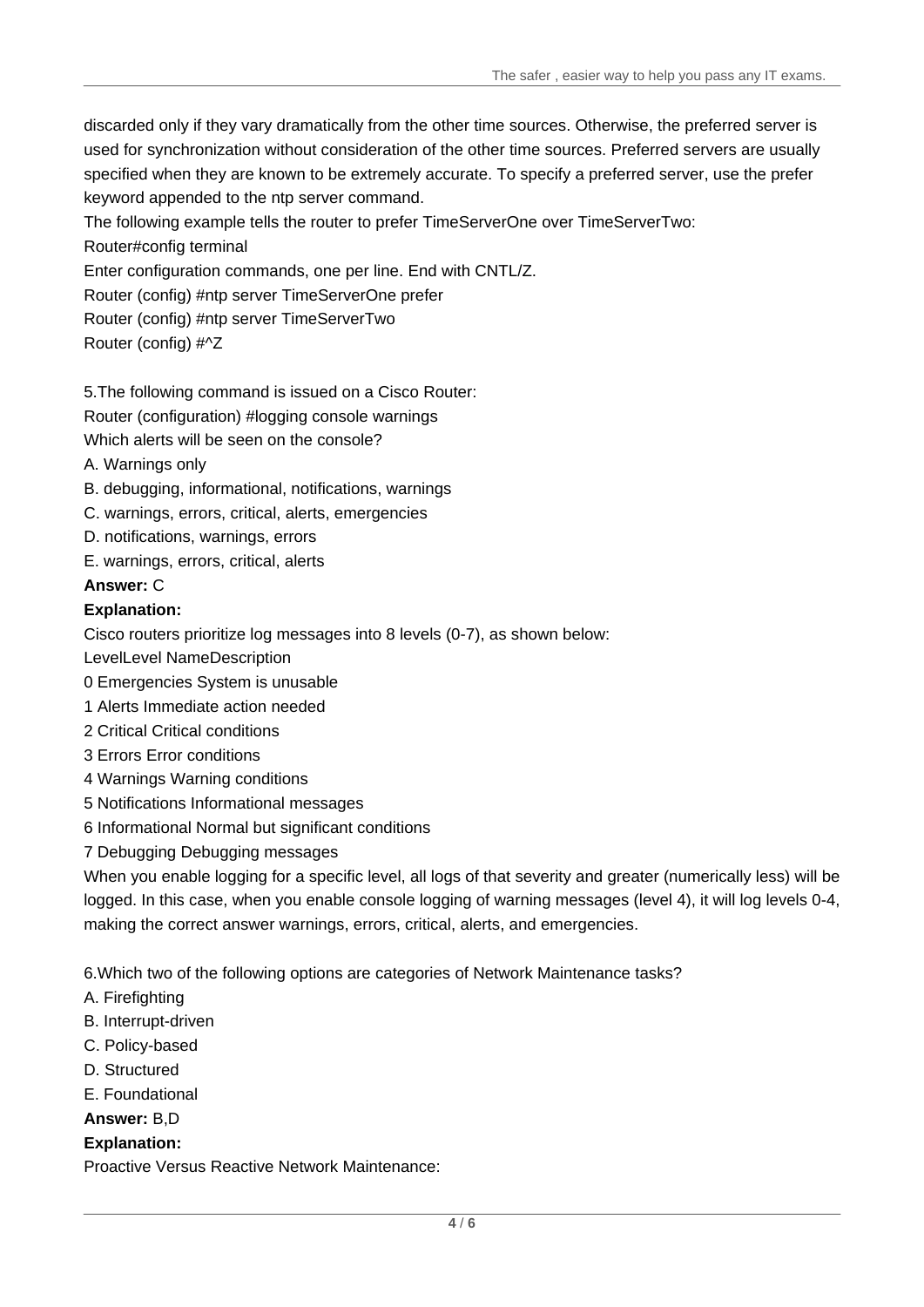discarded only if they vary dramatically from the other time sources. Otherwise, the preferred server is used for synchronization without consideration of the other time sources. Preferred servers are usually specified when they are known to be extremely accurate. To specify a preferred server, use the prefer keyword appended to the ntp server command.

The following example tells the router to prefer TimeServerOne over TimeServerTwo:

Router#config terminal

Enter configuration commands, one per line. End with CNTL/Z.

Router (config) #ntp server TimeServerOne prefer

Router (config) #ntp server TimeServerTwo

Router (config) #^Z

5.The following command is issued on a Cisco Router:

Router (configuration) #logging console warnings

Which alerts will be seen on the console?

A. Warnings only

B. debugging, informational, notifications, warnings

C. warnings, errors, critical, alerts, emergencies

D. notifications, warnings, errors

E. warnings, errors, critical, alerts

**Answer:** C

**Explanation:**

Cisco routers prioritize log messages into 8 levels (0-7), as shown below:

LevelLevel NameDescription

0 Emergencies System is unusable

1 Alerts Immediate action needed

2 Critical Critical conditions

3 Errors Error conditions

4 Warnings Warning conditions

5 Notifications Informational messages

6 Informational Normal but significant conditions

7 Debugging Debugging messages

When you enable logging for a specific level, all logs of that severity and greater (numerically less) will be logged. In this case, when you enable console logging of warning messages (level 4), it will log levels 0-4, making the correct answer warnings, errors, critical, alerts, and emergencies.

6.Which two of the following options are categories of Network Maintenance tasks?

A. Firefighting

B. Interrupt-driven

C. Policy-based

D. Structured

E. Foundational

**Answer:** B,D

**Explanation:**

Proactive Versus Reactive Network Maintenance: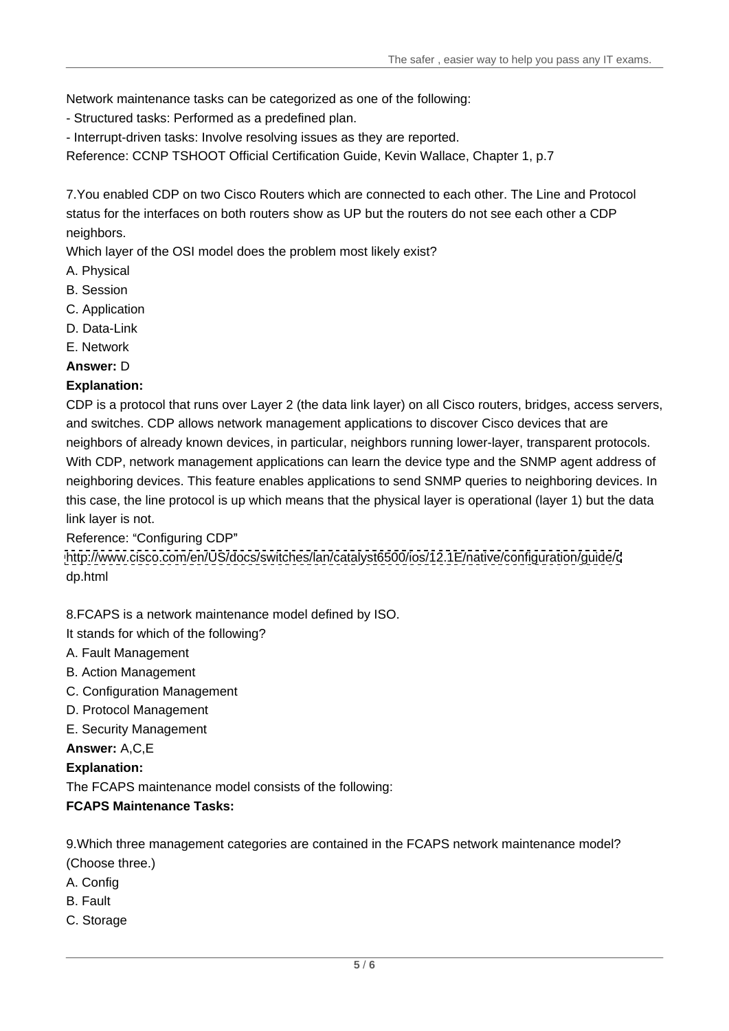Network maintenance tasks can be categorized as one of the following:

- Structured tasks: Performed as a predefined plan.
- Interrupt-driven tasks: Involve resolving issues as they are reported.

Reference: CCNP TSHOOT Official Certification Guide, Kevin Wallace, Chapter 1, p.7

7.You enabled CDP on two Cisco Routers which are connected to each other. The Line and Protocol status for the interfaces on both routers show as UP but the routers do not see each other a CDP neighbors.

Which layer of the OSI model does the problem most likely exist?

A. Physical
B. Session
C. Application
D. Data-Link
E. Network

**Answer:** D

**Explanation:**

CDP is a protocol that runs over Layer 2 (the data link layer) on all Cisco routers, bridges, access servers, and switches. CDP allows network management applications to discover Cisco devices that are neighbors of already known devices, in particular, neighbors running lower-layer, transparent protocols. With CDP, network management applications can learn the device type and the SNMP agent address of neighboring devices. This feature enables applications to send SNMP queries to neighboring devices. In this case, the line protocol is up which means that the physical layer is operational (layer 1) but the data link layer is not.

Reference: "Configuring CDP"

http://www.cisco.com/en/US/docs/switches/lan/catalyst6500/ios/12.1E/native/configuration/guide/cdp.html

8.FCAPS is a network maintenance model defined by ISO.

It stands for which of the following?

A. Fault Management
B. Action Management
C. Configuration Management
D. Protocol Management
E. Security Management

**Answer:** A,C,E

**Explanation:**

The FCAPS maintenance model consists of the following:

**FCAPS Maintenance Tasks:**

9.Which three management categories are contained in the FCAPS network maintenance model? (Choose three.)

A. Config
B. Fault
C. Storage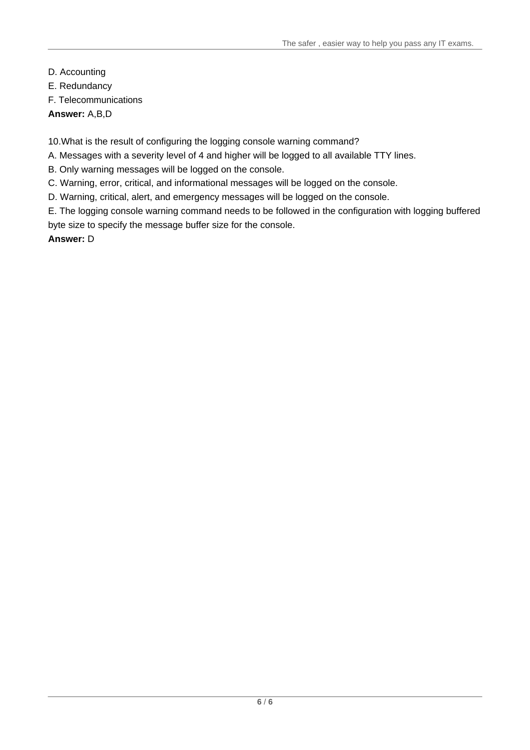D. Accounting

E. Redundancy

F. Telecommunications

**Answer:** A,B,D

10.What is the result of configuring the logging console warning command?

A. Messages with a severity level of 4 and higher will be logged to all available TTY lines.

B. Only warning messages will be logged on the console.

C. Warning, error, critical, and informational messages will be logged on the console.

D. Warning, critical, alert, and emergency messages will be logged on the console.

E. The logging console warning command needs to be followed in the configuration with logging buffered byte size to specify the message buffer size for the console.

**Answer:** D